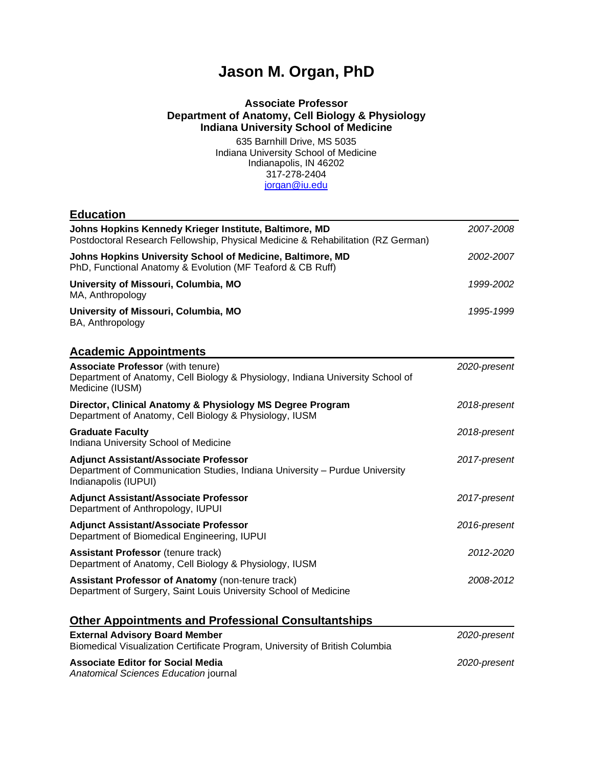# Jason M. Organ, PhD

**Associate Professor**
**Department of Anatomy, Cell Biology & Physiology**
**Indiana University School of Medicine**

635 Barnhill Drive, MS 5035
Indiana University School of Medicine
Indianapolis, IN 46202
317-278-2404
jorgan@iu.edu

## Education

**Johns Hopkins Kennedy Krieger Institute, Baltimore, MD** — *2007-2008*
Postdoctoral Research Fellowship, Physical Medicine & Rehabilitation (RZ German)

**Johns Hopkins University School of Medicine, Baltimore, MD** — *2002-2007*
PhD, Functional Anatomy & Evolution (MF Teaford & CB Ruff)

**University of Missouri, Columbia, MO** — *1999-2002*
MA, Anthropology

**University of Missouri, Columbia, MO** — *1995-1999*
BA, Anthropology

## Academic Appointments

**Associate Professor** (with tenure) — *2020-present*
Department of Anatomy, Cell Biology & Physiology, Indiana University School of Medicine (IUSM)

**Director, Clinical Anatomy & Physiology MS Degree Program** — *2018-present*
Department of Anatomy, Cell Biology & Physiology, IUSM

**Graduate Faculty** — *2018-present*
Indiana University School of Medicine

**Adjunct Assistant/Associate Professor** — *2017-present*
Department of Communication Studies, Indiana University – Purdue University Indianapolis (IUPUI)

**Adjunct Assistant/Associate Professor** — *2017-present*
Department of Anthropology, IUPUI

**Adjunct Assistant/Associate Professor** — *2016-present*
Department of Biomedical Engineering, IUPUI

**Assistant Professor** (tenure track) — *2012-2020*
Department of Anatomy, Cell Biology & Physiology, IUSM

**Assistant Professor of Anatomy** (non-tenure track) — *2008-2012*
Department of Surgery, Saint Louis University School of Medicine

## Other Appointments and Professional Consultantships

**External Advisory Board Member** — *2020-present*
Biomedical Visualization Certificate Program, University of British Columbia

**Associate Editor for Social Media** — *2020-present*
*Anatomical Sciences Education* journal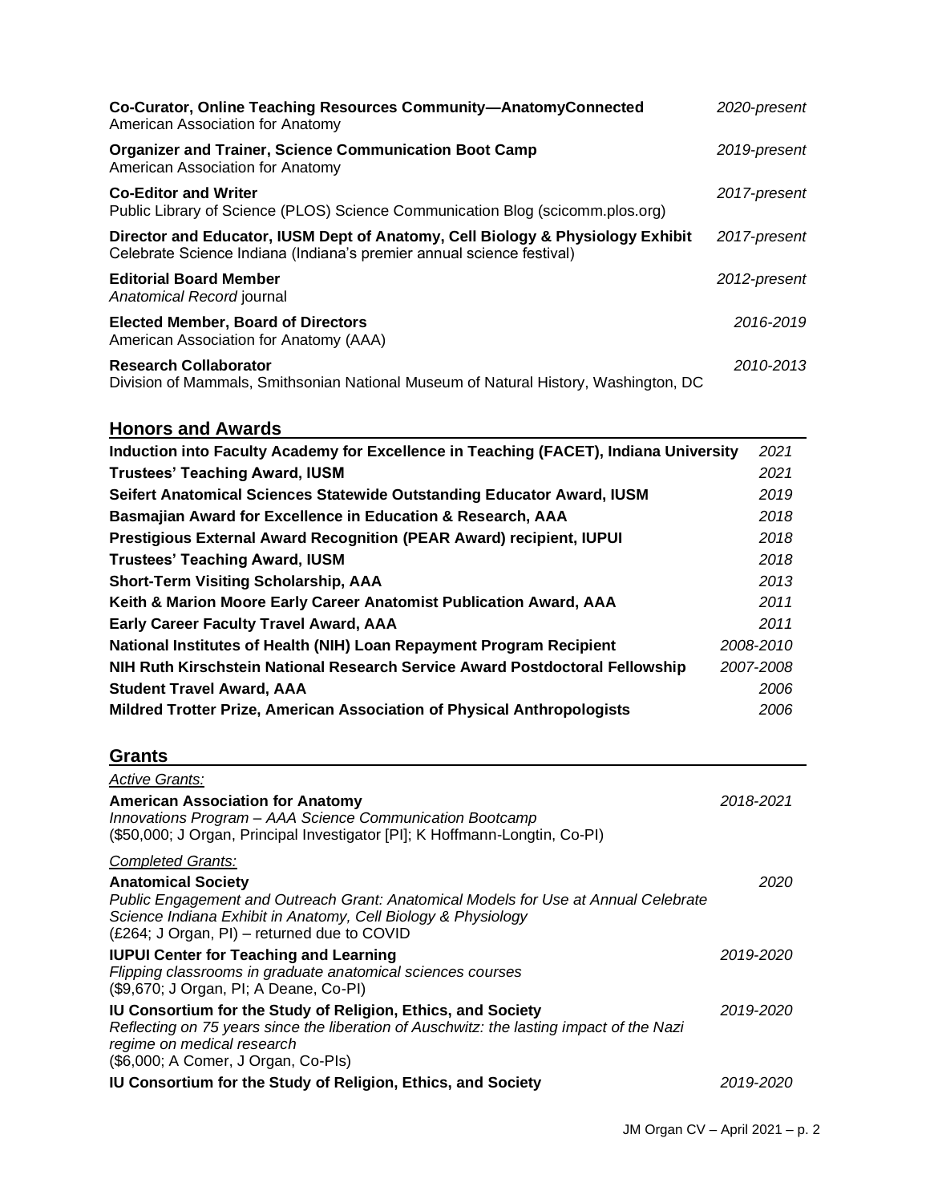**Co-Curator, Online Teaching Resources Community—AnatomyConnected** *2020-present*
American Association for Anatomy

**Organizer and Trainer, Science Communication Boot Camp** *2019-present*
American Association for Anatomy

**Co-Editor and Writer** *2017-present*
Public Library of Science (PLOS) Science Communication Blog (scicomm.plos.org)

**Director and Educator, IUSM Dept of Anatomy, Cell Biology & Physiology Exhibit** *2017-present*
Celebrate Science Indiana (Indiana's premier annual science festival)

**Editorial Board Member** *2012-present*
*Anatomical Record* journal

**Elected Member, Board of Directors** *2016-2019*
American Association for Anatomy (AAA)

**Research Collaborator** *2010-2013*
Division of Mammals, Smithsonian National Museum of Natural History, Washington, DC

## Honors and Awards

**Induction into Faculty Academy for Excellence in Teaching (FACET), Indiana University** *2021*
**Trustees' Teaching Award, IUSM** *2021*
**Seifert Anatomical Sciences Statewide Outstanding Educator Award, IUSM** *2019*
**Basmajian Award for Excellence in Education & Research, AAA** *2018*
**Prestigious External Award Recognition (PEAR Award) recipient, IUPUI** *2018*
**Trustees' Teaching Award, IUSM** *2018*
**Short-Term Visiting Scholarship, AAA** *2013*
**Keith & Marion Moore Early Career Anatomist Publication Award, AAA** *2011*
**Early Career Faculty Travel Award, AAA** *2011*
**National Institutes of Health (NIH) Loan Repayment Program Recipient** *2008-2010*
**NIH Ruth Kirschstein National Research Service Award Postdoctoral Fellowship** *2007-2008*
**Student Travel Award, AAA** *2006*
**Mildred Trotter Prize, American Association of Physical Anthropologists** *2006*

## Grants

*Active Grants:*

**American Association for Anatomy** *2018-2021*
*Innovations Program – AAA Science Communication Bootcamp*
($50,000; J Organ, Principal Investigator [PI]; K Hoffmann-Longtin, Co-PI)

*Completed Grants:*

**Anatomical Society** *2020*
*Public Engagement and Outreach Grant: Anatomical Models for Use at Annual Celebrate Science Indiana Exhibit in Anatomy, Cell Biology & Physiology*
(£264; J Organ, PI) – returned due to COVID

**IUPUI Center for Teaching and Learning** *2019-2020*
*Flipping classrooms in graduate anatomical sciences courses*
($9,670; J Organ, PI; A Deane, Co-PI)

**IU Consortium for the Study of Religion, Ethics, and Society** *2019-2020*
*Reflecting on 75 years since the liberation of Auschwitz: the lasting impact of the Nazi regime on medical research*
($6,000; A Comer, J Organ, Co-PIs)

**IU Consortium for the Study of Religion, Ethics, and Society** *2019-2020*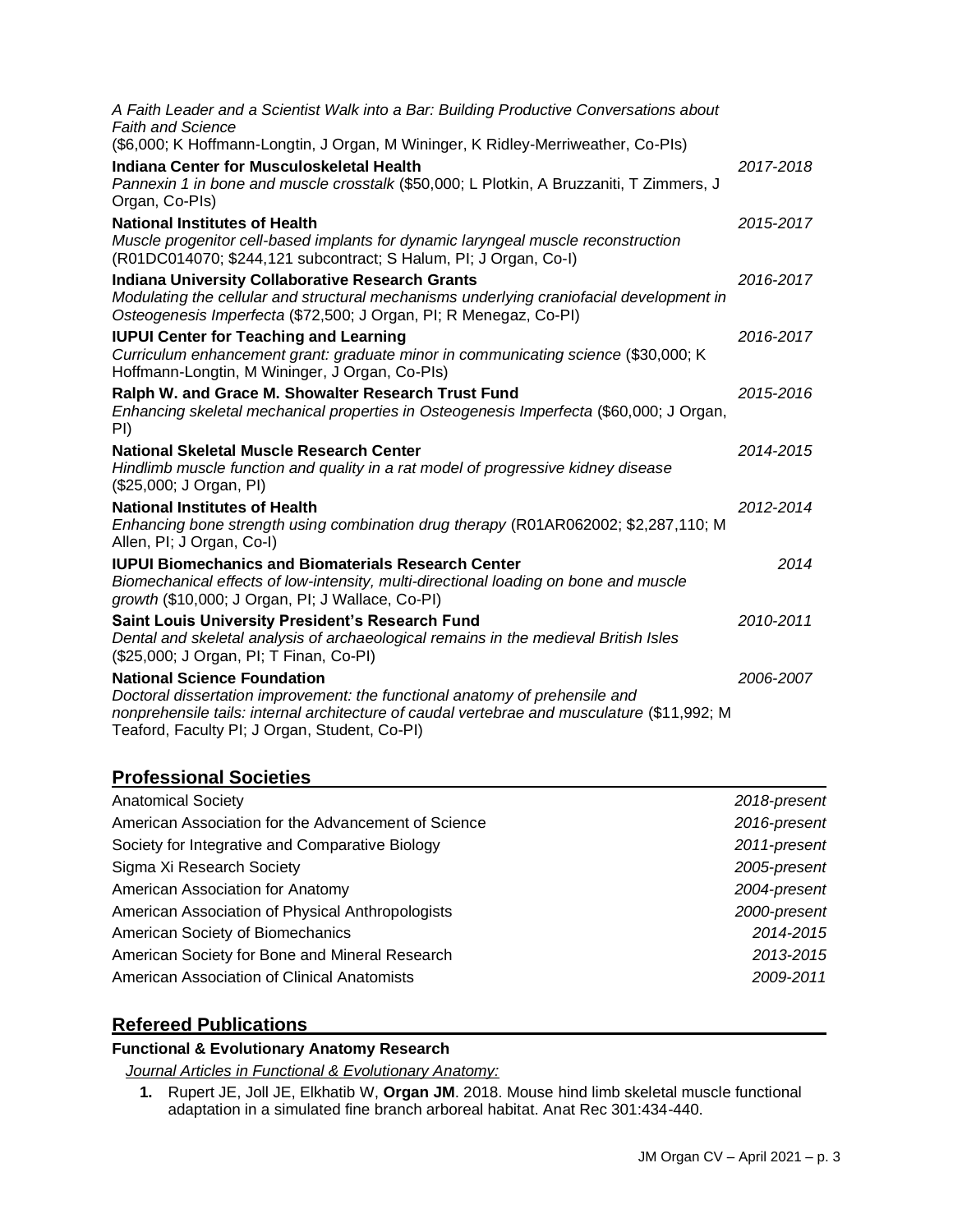*A Faith Leader and a Scientist Walk into a Bar: Building Productive Conversations about Faith and Science*
($6,000; K Hoffmann-Longtin, J Organ, M Wininger, K Ridley-Merriweather, Co-PIs)

**Indiana Center for Musculoskeletal Health** *2017-2018*
*Pannexin 1 in bone and muscle crosstalk* ($50,000; L Plotkin, A Bruzzaniti, T Zimmers, J Organ, Co-PIs)

**National Institutes of Health** *2015-2017*
*Muscle progenitor cell-based implants for dynamic laryngeal muscle reconstruction* (R01DC014070; $244,121 subcontract; S Halum, PI; J Organ, Co-I)

**Indiana University Collaborative Research Grants** *2016-2017*
*Modulating the cellular and structural mechanisms underlying craniofacial development in Osteogenesis Imperfecta* ($72,500; J Organ, PI; R Menegaz, Co-PI)

**IUPUI Center for Teaching and Learning** *2016-2017*
*Curriculum enhancement grant: graduate minor in communicating science* ($30,000; K Hoffmann-Longtin, M Wininger, J Organ, Co-PIs)

**Ralph W. and Grace M. Showalter Research Trust Fund** *2015-2016*
*Enhancing skeletal mechanical properties in Osteogenesis Imperfecta* ($60,000; J Organ, PI)

**National Skeletal Muscle Research Center** *2014-2015*
*Hindlimb muscle function and quality in a rat model of progressive kidney disease* ($25,000; J Organ, PI)

**National Institutes of Health** *2012-2014*
*Enhancing bone strength using combination drug therapy* (R01AR062002; $2,287,110; M Allen, PI; J Organ, Co-I)

**IUPUI Biomechanics and Biomaterials Research Center** *2014*
*Biomechanical effects of low-intensity, multi-directional loading on bone and muscle growth* ($10,000; J Organ, PI; J Wallace, Co-PI)

**Saint Louis University President's Research Fund** *2010-2011*
*Dental and skeletal analysis of archaeological remains in the medieval British Isles* ($25,000; J Organ, PI; T Finan, Co-PI)

**National Science Foundation** *2006-2007*
*Doctoral dissertation improvement: the functional anatomy of prehensile and nonprehensile tails: internal architecture of caudal vertebrae and musculature* ($11,992; M Teaford, Faculty PI; J Organ, Student, Co-PI)

## Professional Societies

| | |
|---|---|
| Anatomical Society | *2018-present* |
| American Association for the Advancement of Science | *2016-present* |
| Society for Integrative and Comparative Biology | *2011-present* |
| Sigma Xi Research Society | *2005-present* |
| American Association for Anatomy | *2004-present* |
| American Association of Physical Anthropologists | *2000-present* |
| American Society of Biomechanics | *2014-2015* |
| American Society for Bone and Mineral Research | *2013-2015* |
| American Association of Clinical Anatomists | *2009-2011* |

## Refereed Publications

**Functional & Evolutionary Anatomy Research**

*Journal Articles in Functional & Evolutionary Anatomy:*

1. Rupert JE, Joll JE, Elkhatib W, **Organ JM**. 2018. Mouse hind limb skeletal muscle functional adaptation in a simulated fine branch arboreal habitat. Anat Rec 301:434-440.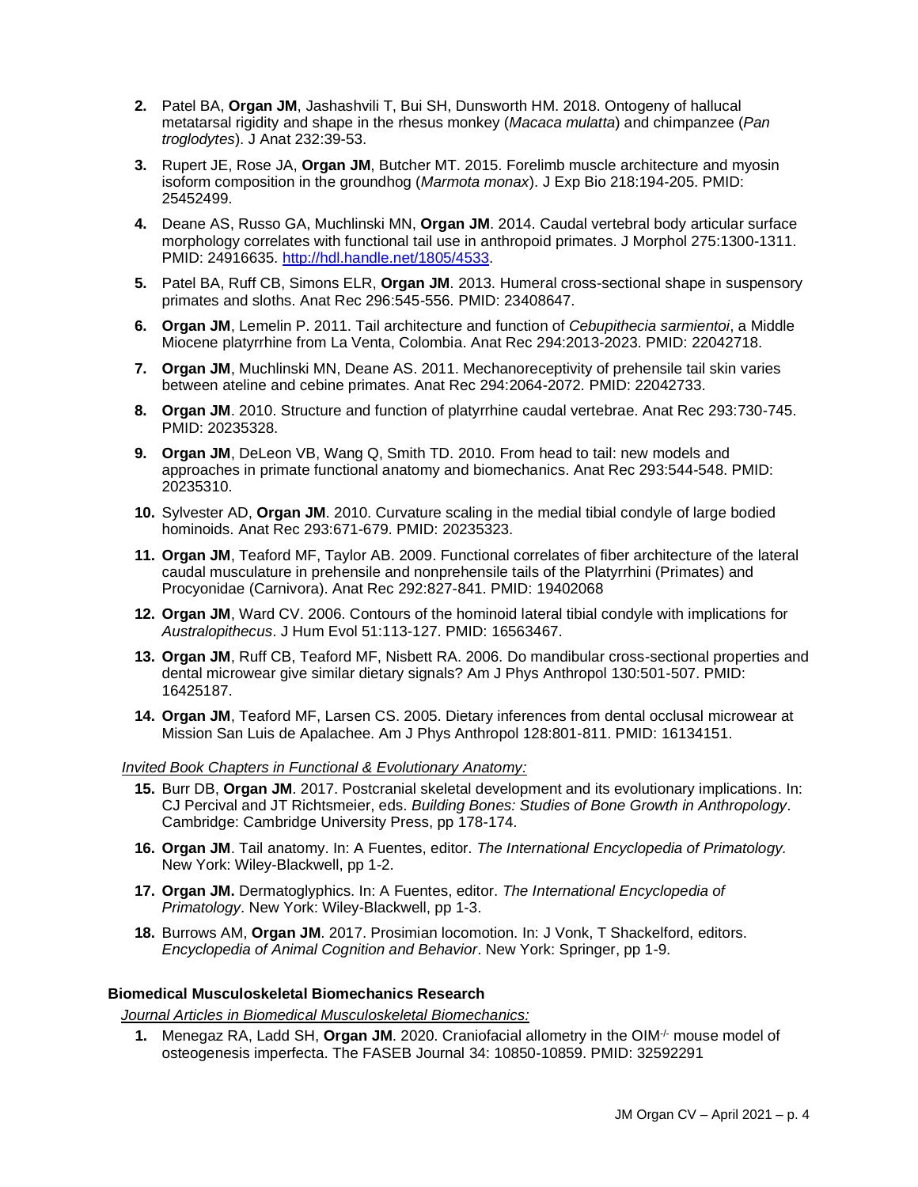2. Patel BA, **Organ JM**, Jashashvili T, Bui SH, Dunsworth HM. 2018. Ontogeny of hallucal metatarsal rigidity and shape in the rhesus monkey (*Macaca mulatta*) and chimpanzee (*Pan troglodytes*). J Anat 232:39-53.
3. Rupert JE, Rose JA, **Organ JM**, Butcher MT. 2015. Forelimb muscle architecture and myosin isoform composition in the groundhog (*Marmota monax*). J Exp Bio 218:194-205. PMID: 25452499.
4. Deane AS, Russo GA, Muchlinski MN, **Organ JM**. 2014. Caudal vertebral body articular surface morphology correlates with functional tail use in anthropoid primates. J Morphol 275:1300-1311. PMID: 24916635. http://hdl.handle.net/1805/4533.
5. Patel BA, Ruff CB, Simons ELR, **Organ JM**. 2013. Humeral cross-sectional shape in suspensory primates and sloths. Anat Rec 296:545-556. PMID: 23408647.
6. **Organ JM**, Lemelin P. 2011. Tail architecture and function of *Cebupithecia sarmientoi*, a Middle Miocene platyrrhine from La Venta, Colombia. Anat Rec 294:2013-2023. PMID: 22042718.
7. **Organ JM**, Muchlinski MN, Deane AS. 2011. Mechanoreceptivity of prehensile tail skin varies between ateline and cebine primates. Anat Rec 294:2064-2072. PMID: 22042733.
8. **Organ JM**. 2010. Structure and function of platyrrhine caudal vertebrae. Anat Rec 293:730-745. PMID: 20235328.
9. **Organ JM**, DeLeon VB, Wang Q, Smith TD. 2010. From head to tail: new models and approaches in primate functional anatomy and biomechanics. Anat Rec 293:544-548. PMID: 20235310.
10. Sylvester AD, **Organ JM**. 2010. Curvature scaling in the medial tibial condyle of large bodied hominoids. Anat Rec 293:671-679. PMID: 20235323.
11. **Organ JM**, Teaford MF, Taylor AB. 2009. Functional correlates of fiber architecture of the lateral caudal musculature in prehensile and nonprehensile tails of the Platyrrhini (Primates) and Procyonidae (Carnivora). Anat Rec 292:827-841. PMID: 19402068
12. **Organ JM**, Ward CV. 2006. Contours of the hominoid lateral tibial condyle with implications for *Australopithecus*. J Hum Evol 51:113-127. PMID: 16563467.
13. **Organ JM**, Ruff CB, Teaford MF, Nisbett RA. 2006. Do mandibular cross-sectional properties and dental microwear give similar dietary signals? Am J Phys Anthropol 130:501-507. PMID: 16425187.
14. **Organ JM**, Teaford MF, Larsen CS. 2005. Dietary inferences from dental occlusal microwear at Mission San Luis de Apalachee. Am J Phys Anthropol 128:801-811. PMID: 16134151.

*Invited Book Chapters in Functional & Evolutionary Anatomy:*

15. Burr DB, **Organ JM**. 2017. Postcranial skeletal development and its evolutionary implications. In: CJ Percival and JT Richtsmeier, eds. *Building Bones: Studies of Bone Growth in Anthropology*. Cambridge: Cambridge University Press, pp 178-174.
16. **Organ JM**. Tail anatomy. In: A Fuentes, editor. *The International Encyclopedia of Primatology.* New York: Wiley-Blackwell, pp 1-2.
17. **Organ JM.** Dermatoglyphics. In: A Fuentes, editor. *The International Encyclopedia of Primatology*. New York: Wiley-Blackwell, pp 1-3.
18. Burrows AM, **Organ JM**. 2017. Prosimian locomotion. In: J Vonk, T Shackelford, editors. *Encyclopedia of Animal Cognition and Behavior*. New York: Springer, pp 1-9.

**Biomedical Musculoskeletal Biomechanics Research**

*Journal Articles in Biomedical Musculoskeletal Biomechanics:*

1. Menegaz RA, Ladd SH, **Organ JM**. 2020. Craniofacial allometry in the OIM$^{-/-}$ mouse model of osteogenesis imperfecta. The FASEB Journal 34: 10850-10859. PMID: 32592291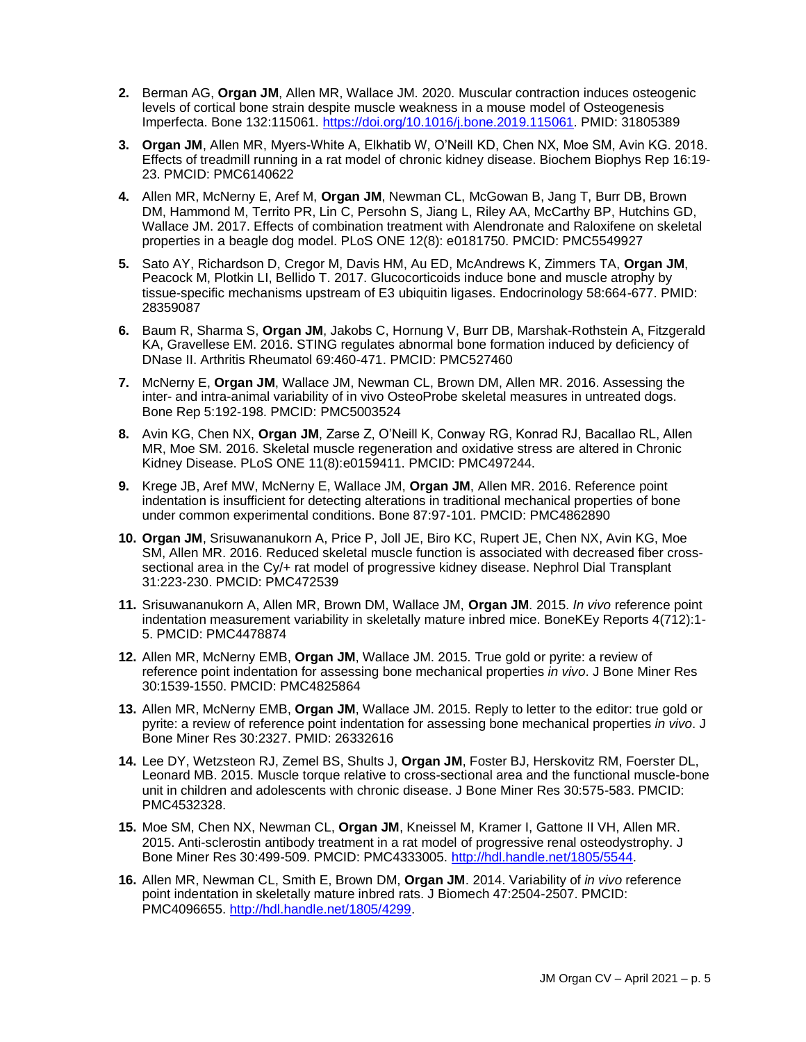2. Berman AG, **Organ JM**, Allen MR, Wallace JM. 2020. Muscular contraction induces osteogenic levels of cortical bone strain despite muscle weakness in a mouse model of Osteogenesis Imperfecta. Bone 132:115061. https://doi.org/10.1016/j.bone.2019.115061. PMID: 31805389

3. **Organ JM**, Allen MR, Myers-White A, Elkhatib W, O'Neill KD, Chen NX, Moe SM, Avin KG. 2018. Effects of treadmill running in a rat model of chronic kidney disease. Biochem Biophys Rep 16:19-23. PMCID: PMC6140622

4. Allen MR, McNerny E, Aref M, **Organ JM**, Newman CL, McGowan B, Jang T, Burr DB, Brown DM, Hammond M, Territo PR, Lin C, Persohn S, Jiang L, Riley AA, McCarthy BP, Hutchins GD, Wallace JM. 2017. Effects of combination treatment with Alendronate and Raloxifene on skeletal properties in a beagle dog model. PLoS ONE 12(8): e0181750. PMCID: PMC5549927

5. Sato AY, Richardson D, Cregor M, Davis HM, Au ED, McAndrews K, Zimmers TA, **Organ JM**, Peacock M, Plotkin LI, Bellido T. 2017. Glucocorticoids induce bone and muscle atrophy by tissue-specific mechanisms upstream of E3 ubiquitin ligases. Endocrinology 58:664-677. PMID: 28359087

6. Baum R, Sharma S, **Organ JM**, Jakobs C, Hornung V, Burr DB, Marshak-Rothstein A, Fitzgerald KA, Gravellese EM. 2016. STING regulates abnormal bone formation induced by deficiency of DNase II. Arthritis Rheumatol 69:460-471. PMCID: PMC527460

7. McNerny E, **Organ JM**, Wallace JM, Newman CL, Brown DM, Allen MR. 2016. Assessing the inter- and intra-animal variability of in vivo OsteoProbe skeletal measures in untreated dogs. Bone Rep 5:192-198. PMCID: PMC5003524

8. Avin KG, Chen NX, **Organ JM**, Zarse Z, O'Neill K, Conway RG, Konrad RJ, Bacallao RL, Allen MR, Moe SM. 2016. Skeletal muscle regeneration and oxidative stress are altered in Chronic Kidney Disease. PLoS ONE 11(8):e0159411. PMCID: PMC497244.

9. Krege JB, Aref MW, McNerny E, Wallace JM, **Organ JM**, Allen MR. 2016. Reference point indentation is insufficient for detecting alterations in traditional mechanical properties of bone under common experimental conditions. Bone 87:97-101. PMCID: PMC4862890

10. **Organ JM**, Srisuwananukorn A, Price P, Joll JE, Biro KC, Rupert JE, Chen NX, Avin KG, Moe SM, Allen MR. 2016. Reduced skeletal muscle function is associated with decreased fiber cross-sectional area in the Cy/+ rat model of progressive kidney disease. Nephrol Dial Transplant 31:223-230. PMCID: PMC472539

11. Srisuwananukorn A, Allen MR, Brown DM, Wallace JM, **Organ JM**. 2015. *In vivo* reference point indentation measurement variability in skeletally mature inbred mice. BoneKEy Reports 4(712):1-5. PMCID: PMC4478874

12. Allen MR, McNerny EMB, **Organ JM**, Wallace JM. 2015. True gold or pyrite: a review of reference point indentation for assessing bone mechanical properties *in vivo*. J Bone Miner Res 30:1539-1550. PMCID: PMC4825864

13. Allen MR, McNerny EMB, **Organ JM**, Wallace JM. 2015. Reply to letter to the editor: true gold or pyrite: a review of reference point indentation for assessing bone mechanical properties *in vivo*. J Bone Miner Res 30:2327. PMID: 26332616

14. Lee DY, Wetzsteon RJ, Zemel BS, Shults J, **Organ JM**, Foster BJ, Herskovitz RM, Foerster DL, Leonard MB. 2015. Muscle torque relative to cross-sectional area and the functional muscle-bone unit in children and adolescents with chronic disease. J Bone Miner Res 30:575-583. PMCID: PMC4532328.

15. Moe SM, Chen NX, Newman CL, **Organ JM**, Kneissel M, Kramer I, Gattone II VH, Allen MR. 2015. Anti-sclerostin antibody treatment in a rat model of progressive renal osteodystrophy. J Bone Miner Res 30:499-509. PMCID: PMC4333005. http://hdl.handle.net/1805/5544.

16. Allen MR, Newman CL, Smith E, Brown DM, **Organ JM**. 2014. Variability of *in vivo* reference point indentation in skeletally mature inbred rats. J Biomech 47:2504-2507. PMCID: PMC4096655. http://hdl.handle.net/1805/4299.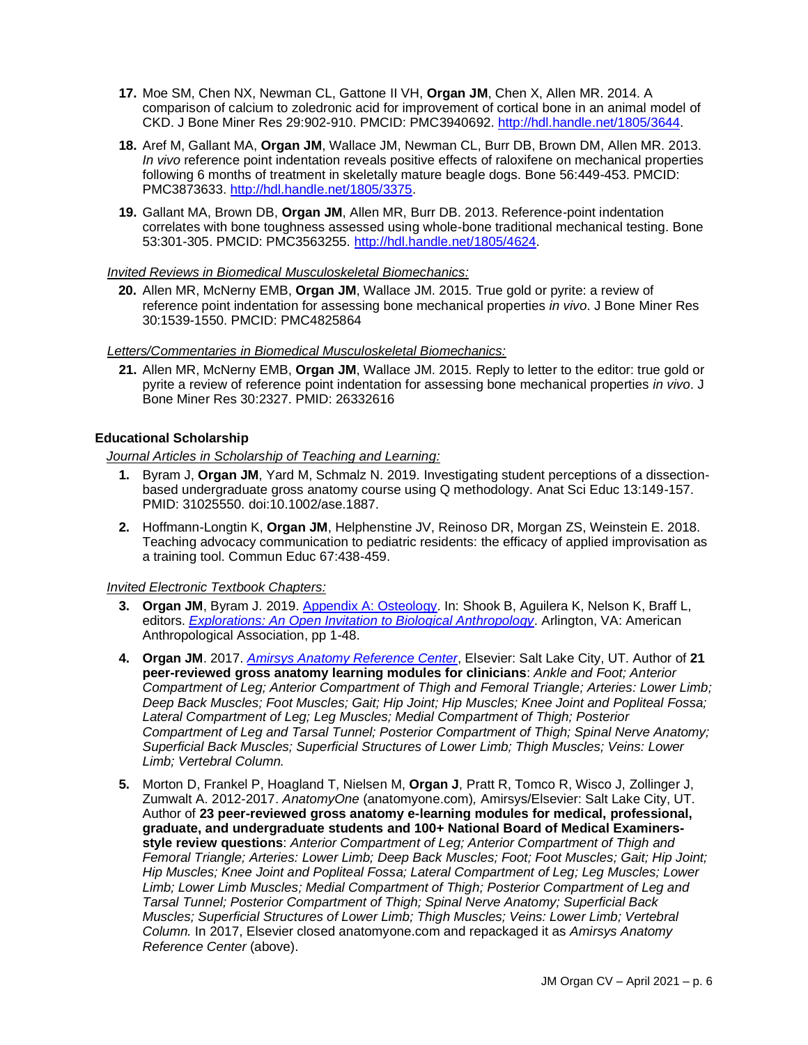17. Moe SM, Chen NX, Newman CL, Gattone II VH, **Organ JM**, Chen X, Allen MR. 2014. A comparison of calcium to zoledronic acid for improvement of cortical bone in an animal model of CKD. J Bone Miner Res 29:902-910. PMCID: PMC3940692. http://hdl.handle.net/1805/3644.

18. Aref M, Gallant MA, **Organ JM**, Wallace JM, Newman CL, Burr DB, Brown DM, Allen MR. 2013. *In vivo* reference point indentation reveals positive effects of raloxifene on mechanical properties following 6 months of treatment in skeletally mature beagle dogs. Bone 56:449-453. PMCID: PMC3873633. http://hdl.handle.net/1805/3375.

19. Gallant MA, Brown DB, **Organ JM**, Allen MR, Burr DB. 2013. Reference-point indentation correlates with bone toughness assessed using whole-bone traditional mechanical testing. Bone 53:301-305. PMCID: PMC3563255. http://hdl.handle.net/1805/4624.

*Invited Reviews in Biomedical Musculoskeletal Biomechanics:*

20. Allen MR, McNerny EMB, **Organ JM**, Wallace JM. 2015. True gold or pyrite: a review of reference point indentation for assessing bone mechanical properties *in vivo*. J Bone Miner Res 30:1539-1550. PMCID: PMC4825864

*Letters/Commentaries in Biomedical Musculoskeletal Biomechanics:*

21. Allen MR, McNerny EMB, **Organ JM**, Wallace JM. 2015. Reply to letter to the editor: true gold or pyrite a review of reference point indentation for assessing bone mechanical properties *in vivo*. J Bone Miner Res 30:2327. PMID: 26332616

**Educational Scholarship**

*Journal Articles in Scholarship of Teaching and Learning:*

1. Byram J, **Organ JM**, Yard M, Schmalz N. 2019. Investigating student perceptions of a dissection-based undergraduate gross anatomy course using Q methodology. Anat Sci Educ 13:149-157. PMID: 31025550. doi:10.1002/ase.1887.

2. Hoffmann-Longtin K, **Organ JM**, Helphenstine JV, Reinoso DR, Morgan ZS, Weinstein E. 2018. Teaching advocacy communication to pediatric residents: the efficacy of applied improvisation as a training tool. Commun Educ 67:438-459.

*Invited Electronic Textbook Chapters:*

3. **Organ JM**, Byram J. 2019. Appendix A: Osteology. In: Shook B, Aguilera K, Nelson K, Braff L, editors. *Explorations: An Open Invitation to Biological Anthropology*. Arlington, VA: American Anthropological Association, pp 1-48.

4. **Organ JM**. 2017. *Amirsys Anatomy Reference Center*, Elsevier: Salt Lake City, UT. Author of **21 peer-reviewed gross anatomy learning modules for clinicians**: *Ankle and Foot; Anterior Compartment of Leg; Anterior Compartment of Thigh and Femoral Triangle; Arteries: Lower Limb; Deep Back Muscles; Foot Muscles; Gait; Hip Joint; Hip Muscles; Knee Joint and Popliteal Fossa; Lateral Compartment of Leg; Leg Muscles; Medial Compartment of Thigh; Posterior Compartment of Leg and Tarsal Tunnel; Posterior Compartment of Thigh; Spinal Nerve Anatomy; Superficial Back Muscles; Superficial Structures of Lower Limb; Thigh Muscles; Veins: Lower Limb; Vertebral Column.*

5. Morton D, Frankel P, Hoagland T, Nielsen M, **Organ J**, Pratt R, Tomco R, Wisco J, Zollinger J, Zumwalt A. 2012-2017. *AnatomyOne* (anatomyone.com), Amirsys/Elsevier: Salt Lake City, UT. Author of **23 peer-reviewed gross anatomy e-learning modules for medical, professional, graduate, and undergraduate students and 100+ National Board of Medical Examiners-style review questions**: *Anterior Compartment of Leg; Anterior Compartment of Thigh and Femoral Triangle; Arteries: Lower Limb; Deep Back Muscles; Foot; Foot Muscles; Gait; Hip Joint; Hip Muscles; Knee Joint and Popliteal Fossa; Lateral Compartment of Leg; Leg Muscles; Lower Limb; Lower Limb Muscles; Medial Compartment of Thigh; Posterior Compartment of Leg and Tarsal Tunnel; Posterior Compartment of Thigh; Spinal Nerve Anatomy; Superficial Back Muscles; Superficial Structures of Lower Limb; Thigh Muscles; Veins: Lower Limb; Vertebral Column.* In 2017, Elsevier closed anatomyone.com and repackaged it as *Amirsys Anatomy Reference Center* (above).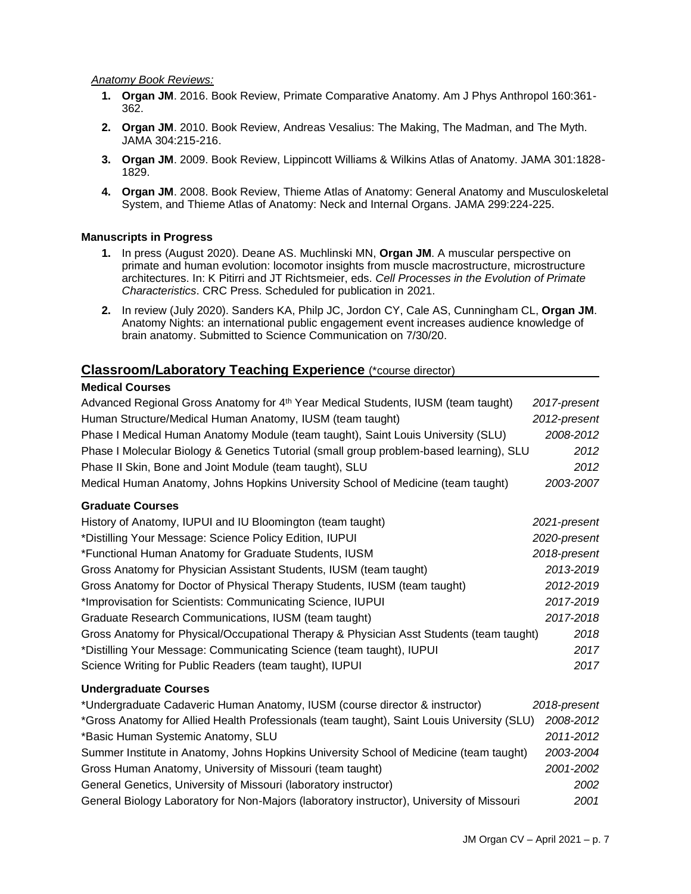*Anatomy Book Reviews:*

1. **Organ JM**. 2016. Book Review, Primate Comparative Anatomy. Am J Phys Anthropol 160:361-362.
2. **Organ JM**. 2010. Book Review, Andreas Vesalius: The Making, The Madman, and The Myth. JAMA 304:215-216.
3. **Organ JM**. 2009. Book Review, Lippincott Williams & Wilkins Atlas of Anatomy. JAMA 301:1828-1829.
4. **Organ JM**. 2008. Book Review, Thieme Atlas of Anatomy: General Anatomy and Musculoskeletal System, and Thieme Atlas of Anatomy: Neck and Internal Organs. JAMA 299:224-225.

### Manuscripts in Progress

1. In press (August 2020). Deane AS. Muchlinski MN, **Organ JM**. A muscular perspective on primate and human evolution: locomotor insights from muscle macrostructure, microstructure architectures. In: K Pitirri and JT Richtsmeier, eds. *Cell Processes in the Evolution of Primate Characteristics*. CRC Press. Scheduled for publication in 2021.
2. In review (July 2020). Sanders KA, Philp JC, Jordon CY, Cale AS, Cunningham CL, **Organ JM**. Anatomy Nights: an international public engagement event increases audience knowledge of brain anatomy. Submitted to Science Communication on 7/30/20.

## Classroom/Laboratory Teaching Experience (*course director)

### Medical Courses

| | |
|---|---|
| Advanced Regional Gross Anatomy for 4th Year Medical Students, IUSM (team taught) | *2017-present* |
| Human Structure/Medical Human Anatomy, IUSM (team taught) | *2012-present* |
| Phase I Medical Human Anatomy Module (team taught), Saint Louis University (SLU) | *2008-2012* |
| Phase I Molecular Biology & Genetics Tutorial (small group problem-based learning), SLU | *2012* |
| Phase II Skin, Bone and Joint Module (team taught), SLU | *2012* |
| Medical Human Anatomy, Johns Hopkins University School of Medicine (team taught) | *2003-2007* |

### Graduate Courses

| | |
|---|---|
| History of Anatomy, IUPUI and IU Bloomington (team taught) | *2021-present* |
| *Distilling Your Message: Science Policy Edition, IUPUI | *2020-present* |
| *Functional Human Anatomy for Graduate Students, IUSM | *2018-present* |
| Gross Anatomy for Physician Assistant Students, IUSM (team taught) | *2013-2019* |
| Gross Anatomy for Doctor of Physical Therapy Students, IUSM (team taught) | *2012-2019* |
| *Improvisation for Scientists: Communicating Science, IUPUI | *2017-2019* |
| Graduate Research Communications, IUSM (team taught) | *2017-2018* |
| Gross Anatomy for Physical/Occupational Therapy & Physician Asst Students (team taught) | *2018* |
| *Distilling Your Message: Communicating Science (team taught), IUPUI | *2017* |
| Science Writing for Public Readers (team taught), IUPUI | *2017* |

### Undergraduate Courses

| | |
|---|---|
| *Undergraduate Cadaveric Human Anatomy, IUSM (course director & instructor) | *2018-present* |
| *Gross Anatomy for Allied Health Professionals (team taught), Saint Louis University (SLU) | *2008-2012* |
| *Basic Human Systemic Anatomy, SLU | *2011-2012* |
| Summer Institute in Anatomy, Johns Hopkins University School of Medicine (team taught) | *2003-2004* |
| Gross Human Anatomy, University of Missouri (team taught) | *2001-2002* |
| General Genetics, University of Missouri (laboratory instructor) | *2002* |
| General Biology Laboratory for Non-Majors (laboratory instructor), University of Missouri | *2001* |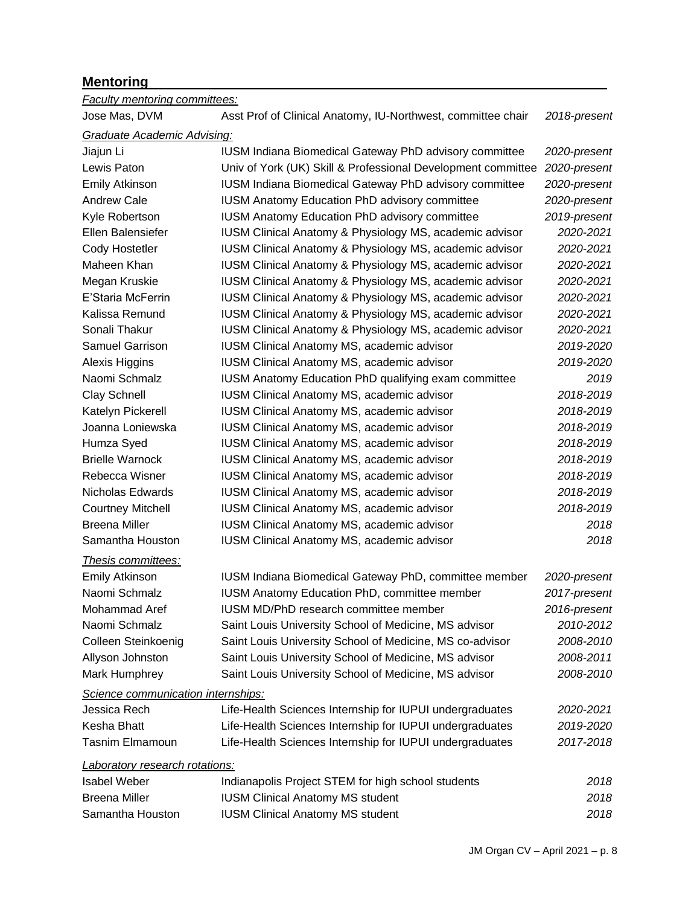## Mentoring

*Faculty mentoring committees:*

| | | |
|---|---|---|
| Jose Mas, DVM | Asst Prof of Clinical Anatomy, IU-Northwest, committee chair | *2018-present* |

*Graduate Academic Advising:*

| | | |
|---|---|---|
| Jiajun Li | IUSM Indiana Biomedical Gateway PhD advisory committee | *2020-present* |
| Lewis Paton | Univ of York (UK) Skill & Professional Development committee | *2020-present* |
| Emily Atkinson | IUSM Indiana Biomedical Gateway PhD advisory committee | *2020-present* |
| Andrew Cale | IUSM Anatomy Education PhD advisory committee | *2020-present* |
| Kyle Robertson | IUSM Anatomy Education PhD advisory committee | *2019-present* |
| Ellen Balensiefer | IUSM Clinical Anatomy & Physiology MS, academic advisor | *2020-2021* |
| Cody Hostetler | IUSM Clinical Anatomy & Physiology MS, academic advisor | *2020-2021* |
| Maheen Khan | IUSM Clinical Anatomy & Physiology MS, academic advisor | *2020-2021* |
| Megan Kruskie | IUSM Clinical Anatomy & Physiology MS, academic advisor | *2020-2021* |
| E'Staria McFerrin | IUSM Clinical Anatomy & Physiology MS, academic advisor | *2020-2021* |
| Kalissa Remund | IUSM Clinical Anatomy & Physiology MS, academic advisor | *2020-2021* |
| Sonali Thakur | IUSM Clinical Anatomy & Physiology MS, academic advisor | *2020-2021* |
| Samuel Garrison | IUSM Clinical Anatomy MS, academic advisor | *2019-2020* |
| Alexis Higgins | IUSM Clinical Anatomy MS, academic advisor | *2019-2020* |
| Naomi Schmalz | IUSM Anatomy Education PhD qualifying exam committee | *2019* |
| Clay Schnell | IUSM Clinical Anatomy MS, academic advisor | *2018-2019* |
| Katelyn Pickerell | IUSM Clinical Anatomy MS, academic advisor | *2018-2019* |
| Joanna Loniewska | IUSM Clinical Anatomy MS, academic advisor | *2018-2019* |
| Humza Syed | IUSM Clinical Anatomy MS, academic advisor | *2018-2019* |
| Brielle Warnock | IUSM Clinical Anatomy MS, academic advisor | *2018-2019* |
| Rebecca Wisner | IUSM Clinical Anatomy MS, academic advisor | *2018-2019* |
| Nicholas Edwards | IUSM Clinical Anatomy MS, academic advisor | *2018-2019* |
| Courtney Mitchell | IUSM Clinical Anatomy MS, academic advisor | *2018-2019* |
| Breena Miller | IUSM Clinical Anatomy MS, academic advisor | *2018* |
| Samantha Houston | IUSM Clinical Anatomy MS, academic advisor | *2018* |

*Thesis committees:*

| | | |
|---|---|---|
| Emily Atkinson | IUSM Indiana Biomedical Gateway PhD, committee member | *2020-present* |
| Naomi Schmalz | IUSM Anatomy Education PhD, committee member | *2017-present* |
| Mohammad Aref | IUSM MD/PhD research committee member | *2016-present* |
| Naomi Schmalz | Saint Louis University School of Medicine, MS advisor | *2010-2012* |
| Colleen Steinkoenig | Saint Louis University School of Medicine, MS co-advisor | *2008-2010* |
| Allyson Johnston | Saint Louis University School of Medicine, MS advisor | *2008-2011* |
| Mark Humphrey | Saint Louis University School of Medicine, MS advisor | *2008-2010* |

*Science communication internships:*

| | | |
|---|---|---|
| Jessica Rech | Life-Health Sciences Internship for IUPUI undergraduates | *2020-2021* |
| Kesha Bhatt | Life-Health Sciences Internship for IUPUI undergraduates | *2019-2020* |
| Tasnim Elmamoun | Life-Health Sciences Internship for IUPUI undergraduates | *2017-2018* |

*Laboratory research rotations:*

| | | |
|---|---|---|
| Isabel Weber | Indianapolis Project STEM for high school students | *2018* |
| Breena Miller | IUSM Clinical Anatomy MS student | *2018* |
| Samantha Houston | IUSM Clinical Anatomy MS student | *2018* |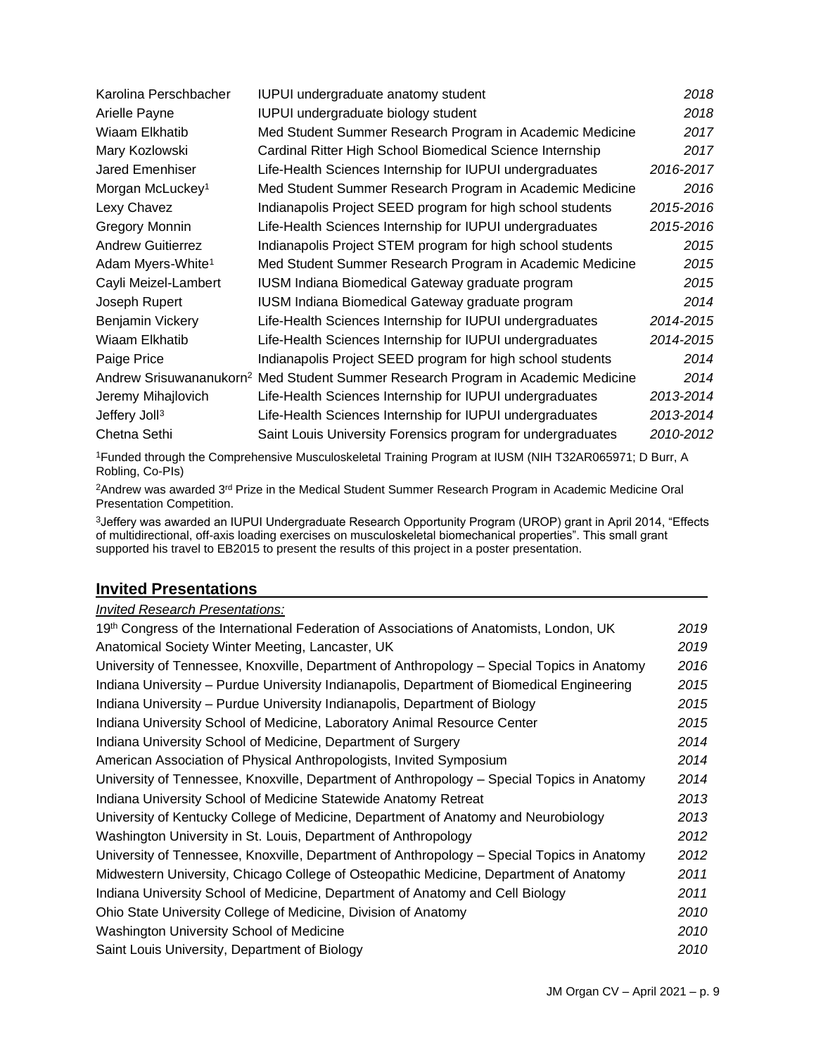| | | |
|---|---|---|
| Karolina Perschbacher | IUPUI undergraduate anatomy student | *2018* |
| Arielle Payne | IUPUI undergraduate biology student | *2018* |
| Wiaam Elkhatib | Med Student Summer Research Program in Academic Medicine | *2017* |
| Mary Kozlowski | Cardinal Ritter High School Biomedical Science Internship | *2017* |
| Jared Emenhiser | Life-Health Sciences Internship for IUPUI undergraduates | *2016-2017* |
| Morgan McLuckey[1] | Med Student Summer Research Program in Academic Medicine | *2016* |
| Lexy Chavez | Indianapolis Project SEED program for high school students | *2015-2016* |
| Gregory Monnin | Life-Health Sciences Internship for IUPUI undergraduates | *2015-2016* |
| Andrew Guitierrez | Indianapolis Project STEM program for high school students | *2015* |
| Adam Myers-White[1] | Med Student Summer Research Program in Academic Medicine | *2015* |
| Cayli Meizel-Lambert | IUSM Indiana Biomedical Gateway graduate program | *2015* |
| Joseph Rupert | IUSM Indiana Biomedical Gateway graduate program | *2014* |
| Benjamin Vickery | Life-Health Sciences Internship for IUPUI undergraduates | *2014-2015* |
| Wiaam Elkhatib | Life-Health Sciences Internship for IUPUI undergraduates | *2014-2015* |
| Paige Price | Indianapolis Project SEED program for high school students | *2014* |
| Andrew Srisuwananukorn[2] | Med Student Summer Research Program in Academic Medicine | *2014* |
| Jeremy Mihajlovich | Life-Health Sciences Internship for IUPUI undergraduates | *2013-2014* |
| Jeffery Joll[3] | Life-Health Sciences Internship for IUPUI undergraduates | *2013-2014* |
| Chetna Sethi | Saint Louis University Forensics program for undergraduates | *2010-2012* |

[1]Funded through the Comprehensive Musculoskeletal Training Program at IUSM (NIH T32AR065971; D Burr, A Robling, Co-PIs)

[2]Andrew was awarded 3rd Prize in the Medical Student Summer Research Program in Academic Medicine Oral Presentation Competition.

[3]Jeffery was awarded an IUPUI Undergraduate Research Opportunity Program (UROP) grant in April 2014, "Effects of multidirectional, off-axis loading exercises on musculoskeletal biomechanical properties". This small grant supported his travel to EB2015 to present the results of this project in a poster presentation.

## Invited Presentations

*Invited Research Presentations:*

| | |
|---|---|
| 19th Congress of the International Federation of Associations of Anatomists, London, UK | *2019* |
| Anatomical Society Winter Meeting, Lancaster, UK | *2019* |
| University of Tennessee, Knoxville, Department of Anthropology – Special Topics in Anatomy | *2016* |
| Indiana University – Purdue University Indianapolis, Department of Biomedical Engineering | *2015* |
| Indiana University – Purdue University Indianapolis, Department of Biology | *2015* |
| Indiana University School of Medicine, Laboratory Animal Resource Center | *2015* |
| Indiana University School of Medicine, Department of Surgery | *2014* |
| American Association of Physical Anthropologists, Invited Symposium | *2014* |
| University of Tennessee, Knoxville, Department of Anthropology – Special Topics in Anatomy | *2014* |
| Indiana University School of Medicine Statewide Anatomy Retreat | *2013* |
| University of Kentucky College of Medicine, Department of Anatomy and Neurobiology | *2013* |
| Washington University in St. Louis, Department of Anthropology | *2012* |
| University of Tennessee, Knoxville, Department of Anthropology – Special Topics in Anatomy | *2012* |
| Midwestern University, Chicago College of Osteopathic Medicine, Department of Anatomy | *2011* |
| Indiana University School of Medicine, Department of Anatomy and Cell Biology | *2011* |
| Ohio State University College of Medicine, Division of Anatomy | *2010* |
| Washington University School of Medicine | *2010* |
| Saint Louis University, Department of Biology | *2010* |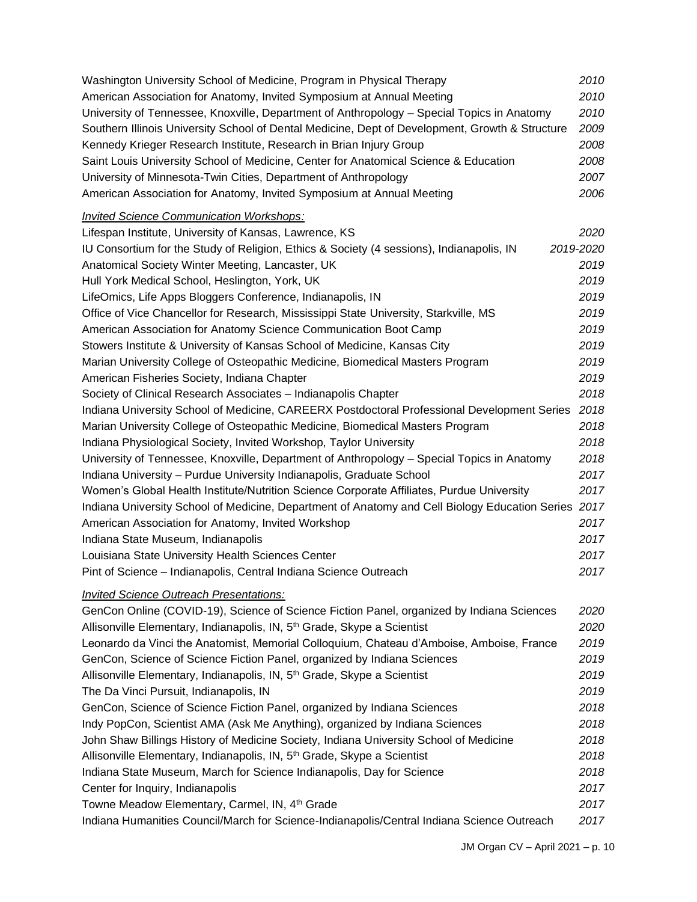Washington University School of Medicine, Program in Physical Therapy *2010*
American Association for Anatomy, Invited Symposium at Annual Meeting *2010*
University of Tennessee, Knoxville, Department of Anthropology – Special Topics in Anatomy *2010*
Southern Illinois University School of Dental Medicine, Dept of Development, Growth & Structure *2009*
Kennedy Krieger Research Institute, Research in Brian Injury Group *2008*
Saint Louis University School of Medicine, Center for Anatomical Science & Education *2008*
University of Minnesota-Twin Cities, Department of Anthropology *2007*
American Association for Anatomy, Invited Symposium at Annual Meeting *2006*

*Invited Science Communication Workshops:*

Lifespan Institute, University of Kansas, Lawrence, KS *2020*
IU Consortium for the Study of Religion, Ethics & Society (4 sessions), Indianapolis, IN *2019-2020*
Anatomical Society Winter Meeting, Lancaster, UK *2019*
Hull York Medical School, Heslington, York, UK *2019*
LifeOmics, Life Apps Bloggers Conference, Indianapolis, IN *2019*
Office of Vice Chancellor for Research, Mississippi State University, Starkville, MS *2019*
American Association for Anatomy Science Communication Boot Camp *2019*
Stowers Institute & University of Kansas School of Medicine, Kansas City *2019*
Marian University College of Osteopathic Medicine, Biomedical Masters Program *2019*
American Fisheries Society, Indiana Chapter *2019*
Society of Clinical Research Associates – Indianapolis Chapter *2018*
Indiana University School of Medicine, CAREERX Postdoctoral Professional Development Series *2018*
Marian University College of Osteopathic Medicine, Biomedical Masters Program *2018*
Indiana Physiological Society, Invited Workshop, Taylor University *2018*
University of Tennessee, Knoxville, Department of Anthropology – Special Topics in Anatomy *2018*
Indiana University – Purdue University Indianapolis, Graduate School *2017*
Women's Global Health Institute/Nutrition Science Corporate Affiliates, Purdue University *2017*
Indiana University School of Medicine, Department of Anatomy and Cell Biology Education Series *2017*
American Association for Anatomy, Invited Workshop *2017*
Indiana State Museum, Indianapolis *2017*
Louisiana State University Health Sciences Center *2017*
Pint of Science – Indianapolis, Central Indiana Science Outreach *2017*

*Invited Science Outreach Presentations:*

GenCon Online (COVID-19), Science of Science Fiction Panel, organized by Indiana Sciences *2020*
Allisonville Elementary, Indianapolis, IN, 5th Grade, Skype a Scientist *2020*
Leonardo da Vinci the Anatomist, Memorial Colloquium, Chateau d'Amboise, Amboise, France *2019*
GenCon, Science of Science Fiction Panel, organized by Indiana Sciences *2019*
Allisonville Elementary, Indianapolis, IN, 5th Grade, Skype a Scientist *2019*
The Da Vinci Pursuit, Indianapolis, IN *2019*
GenCon, Science of Science Fiction Panel, organized by Indiana Sciences *2018*
Indy PopCon, Scientist AMA (Ask Me Anything), organized by Indiana Sciences *2018*
John Shaw Billings History of Medicine Society, Indiana University School of Medicine *2018*
Allisonville Elementary, Indianapolis, IN, 5th Grade, Skype a Scientist *2018*
Indiana State Museum, March for Science Indianapolis, Day for Science *2018*
Center for Inquiry, Indianapolis *2017*
Towne Meadow Elementary, Carmel, IN, 4th Grade *2017*
Indiana Humanities Council/March for Science-Indianapolis/Central Indiana Science Outreach *2017*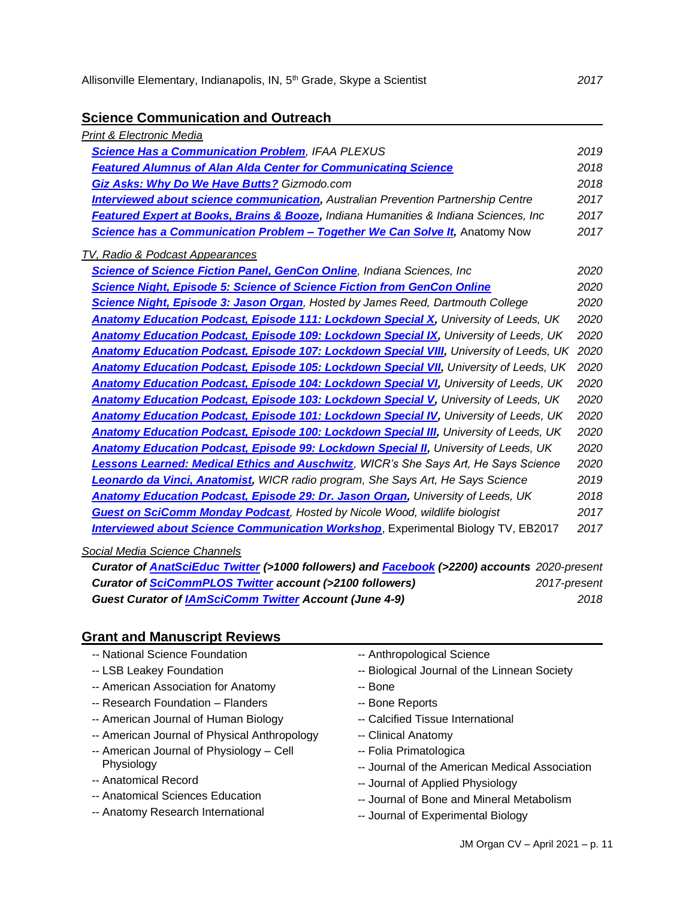Allisonville Elementary, Indianapolis, IN, 5th Grade, Skype a Scientist *2017*

## Science Communication and Outreach

*Print & Electronic Media*

- ***Science Has a Communication Problem****, IFAA PLEXUS* *2019*
- ***Featured Alumnus of Alan Alda Center for Communicating Science*** *2018*
- ***Giz Asks: Why Do We Have Butts?*** *Gizmodo.com* *2018*
- ***Interviewed about science communication****, Australian Prevention Partnership Centre* *2017*
- ***Featured Expert at Books, Brains & Booze****, Indiana Humanities & Indiana Sciences, Inc* *2017*
- ***Science has a Communication Problem – Together We Can Solve It,*** Anatomy Now *2017*

*TV, Radio & Podcast Appearances*

- ***Science of Science Fiction Panel, GenCon Online****, Indiana Sciences, Inc* *2020*
- ***Science Night, Episode 5: Science of Science Fiction from GenCon Online*** *2020*
- ***Science Night, Episode 3: Jason Organ****, Hosted by James Reed, Dartmouth College* *2020*
- ***Anatomy Education Podcast, Episode 111: Lockdown Special X,*** *University of Leeds, UK* *2020*
- ***Anatomy Education Podcast, Episode 109: Lockdown Special IX,*** *University of Leeds, UK* *2020*
- ***Anatomy Education Podcast, Episode 107: Lockdown Special VIII,*** *University of Leeds, UK* *2020*
- ***Anatomy Education Podcast, Episode 105: Lockdown Special VII,*** *University of Leeds, UK* *2020*
- ***Anatomy Education Podcast, Episode 104: Lockdown Special VI,*** *University of Leeds, UK* *2020*
- ***Anatomy Education Podcast, Episode 103: Lockdown Special V,*** *University of Leeds, UK* *2020*
- ***Anatomy Education Podcast, Episode 101: Lockdown Special IV,*** *University of Leeds, UK* *2020*
- ***Anatomy Education Podcast, Episode 100: Lockdown Special III,*** *University of Leeds, UK* *2020*
- ***Anatomy Education Podcast, Episode 99: Lockdown Special II,*** *University of Leeds, UK* *2020*
- ***Lessons Learned: Medical Ethics and Auschwitz****, WICR's She Says Art, He Says Science* *2020*
- ***Leonardo da Vinci, Anatomist,*** *WICR radio program, She Says Art, He Says Science* *2019*
- ***Anatomy Education Podcast, Episode 29: Dr. Jason Organ****, University of Leeds, UK* *2018*
- ***Guest on SciComm Monday Podcast****, Hosted by Nicole Wood, wildlife biologist* *2017*
- ***Interviewed about Science Communication Workshop***, Experimental Biology TV, EB2017 *2017*

*Social Media Science Channels*

- ***Curator of AnatSciEduc Twitter (>1000 followers) and Facebook (>2200) accounts*** *2020-present*
- ***Curator of SciCommPLOS Twitter account (>2100 followers)*** *2017-present*
- ***Guest Curator of IAmSciComm Twitter Account (June 4-9)*** *2018*

## Grant and Manuscript Reviews

-- National Science Foundation
-- LSB Leakey Foundation
-- American Association for Anatomy
-- Research Foundation – Flanders
-- American Journal of Human Biology
-- American Journal of Physical Anthropology
-- American Journal of Physiology – Cell Physiology
-- Anatomical Record
-- Anatomical Sciences Education
-- Anatomy Research International
-- Anthropological Science
-- Biological Journal of the Linnean Society
-- Bone
-- Bone Reports
-- Calcified Tissue International
-- Clinical Anatomy
-- Folia Primatologica
-- Journal of the American Medical Association
-- Journal of Applied Physiology
-- Journal of Bone and Mineral Metabolism
-- Journal of Experimental Biology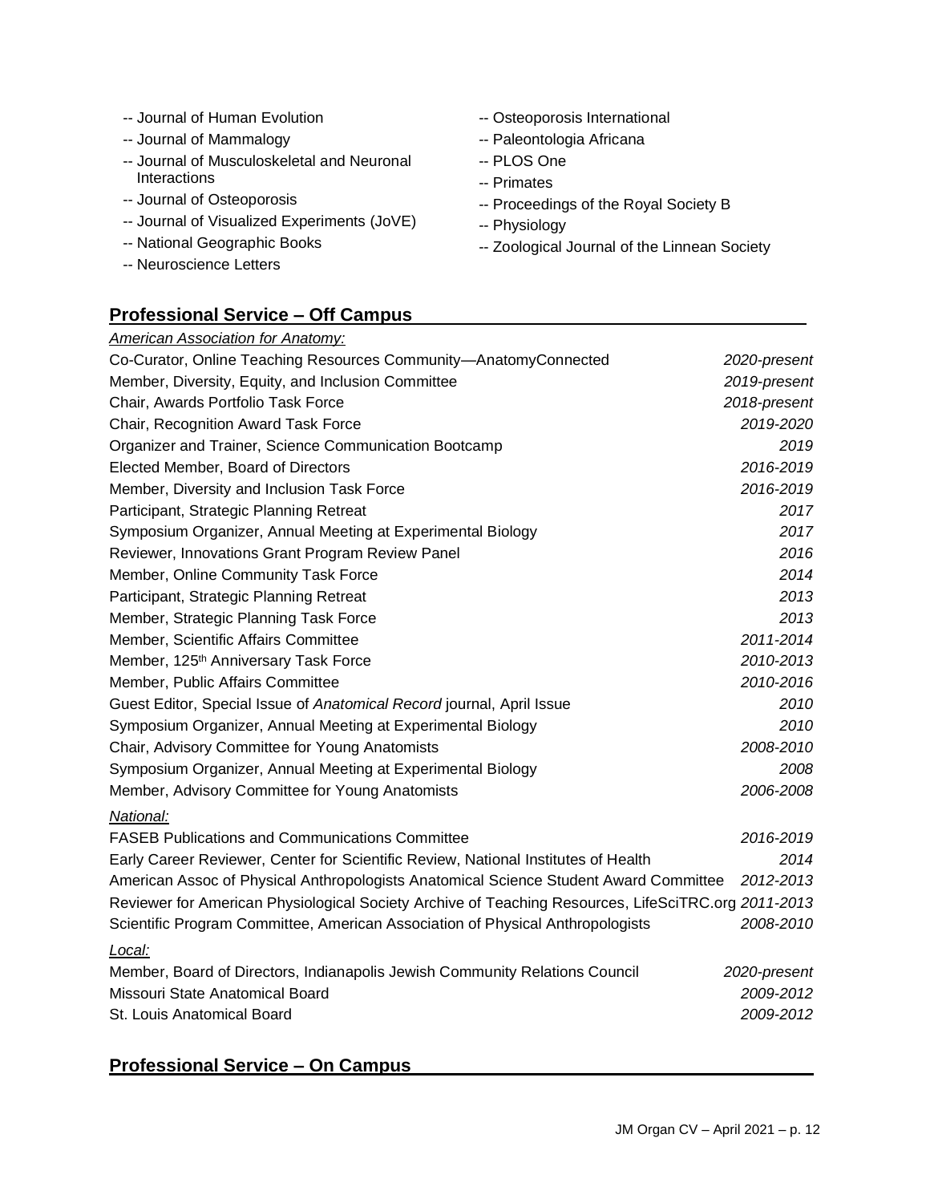- -- Journal of Human Evolution
- -- Journal of Mammalogy
- -- Journal of Musculoskeletal and Neuronal Interactions
- -- Journal of Osteoporosis
- -- Journal of Visualized Experiments (JoVE)
- -- National Geographic Books
- -- Neuroscience Letters
- -- Osteoporosis International
- -- Paleontologia Africana
- -- PLOS One
- -- Primates
- -- Proceedings of the Royal Society B
- -- Physiology
- -- Zoological Journal of the Linnean Society

## Professional Service – Off Campus

*American Association for Anatomy:*

| | |
|---|---|
| Co-Curator, Online Teaching Resources Community—AnatomyConnected | *2020-present* |
| Member, Diversity, Equity, and Inclusion Committee | *2019-present* |
| Chair, Awards Portfolio Task Force | *2018-present* |
| Chair, Recognition Award Task Force | *2019-2020* |
| Organizer and Trainer, Science Communication Bootcamp | *2019* |
| Elected Member, Board of Directors | *2016-2019* |
| Member, Diversity and Inclusion Task Force | *2016-2019* |
| Participant, Strategic Planning Retreat | *2017* |
| Symposium Organizer, Annual Meeting at Experimental Biology | *2017* |
| Reviewer, Innovations Grant Program Review Panel | *2016* |
| Member, Online Community Task Force | *2014* |
| Participant, Strategic Planning Retreat | *2013* |
| Member, Strategic Planning Task Force | *2013* |
| Member, Scientific Affairs Committee | *2011-2014* |
| Member, 125th Anniversary Task Force | *2010-2013* |
| Member, Public Affairs Committee | *2010-2016* |
| Guest Editor, Special Issue of *Anatomical Record* journal, April Issue | *2010* |
| Symposium Organizer, Annual Meeting at Experimental Biology | *2010* |
| Chair, Advisory Committee for Young Anatomists | *2008-2010* |
| Symposium Organizer, Annual Meeting at Experimental Biology | *2008* |
| Member, Advisory Committee for Young Anatomists | *2006-2008* |

*National:*

| | |
|---|---|
| FASEB Publications and Communications Committee | *2016-2019* |
| Early Career Reviewer, Center for Scientific Review, National Institutes of Health | *2014* |
| American Assoc of Physical Anthropologists Anatomical Science Student Award Committee | *2012-2013* |
| Reviewer for American Physiological Society Archive of Teaching Resources, LifeSciTRC.org | *2011-2013* |
| Scientific Program Committee, American Association of Physical Anthropologists | *2008-2010* |

*Local:*

| | |
|---|---|
| Member, Board of Directors, Indianapolis Jewish Community Relations Council | *2020-present* |
| Missouri State Anatomical Board | *2009-2012* |
| St. Louis Anatomical Board | *2009-2012* |

## Professional Service – On Campus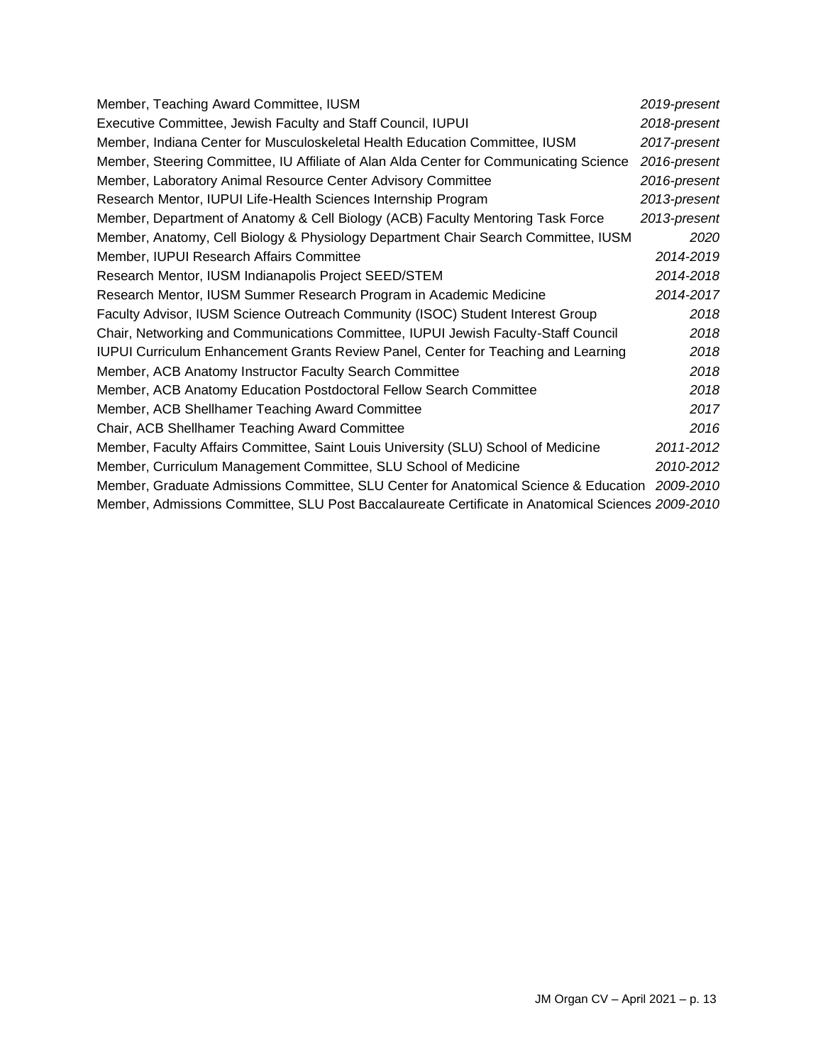| | |
|---|---|
| Member, Teaching Award Committee, IUSM | *2019-present* |
| Executive Committee, Jewish Faculty and Staff Council, IUPUI | *2018-present* |
| Member, Indiana Center for Musculoskeletal Health Education Committee, IUSM | *2017-present* |
| Member, Steering Committee, IU Affiliate of Alan Alda Center for Communicating Science | *2016-present* |
| Member, Laboratory Animal Resource Center Advisory Committee | *2016-present* |
| Research Mentor, IUPUI Life-Health Sciences Internship Program | *2013-present* |
| Member, Department of Anatomy & Cell Biology (ACB) Faculty Mentoring Task Force | *2013-present* |
| Member, Anatomy, Cell Biology & Physiology Department Chair Search Committee, IUSM | *2020* |
| Member, IUPUI Research Affairs Committee | *2014-2019* |
| Research Mentor, IUSM Indianapolis Project SEED/STEM | *2014-2018* |
| Research Mentor, IUSM Summer Research Program in Academic Medicine | *2014-2017* |
| Faculty Advisor, IUSM Science Outreach Community (ISOC) Student Interest Group | *2018* |
| Chair, Networking and Communications Committee, IUPUI Jewish Faculty-Staff Council | *2018* |
| IUPUI Curriculum Enhancement Grants Review Panel, Center for Teaching and Learning | *2018* |
| Member, ACB Anatomy Instructor Faculty Search Committee | *2018* |
| Member, ACB Anatomy Education Postdoctoral Fellow Search Committee | *2018* |
| Member, ACB Shellhamer Teaching Award Committee | *2017* |
| Chair, ACB Shellhamer Teaching Award Committee | *2016* |
| Member, Faculty Affairs Committee, Saint Louis University (SLU) School of Medicine | *2011-2012* |
| Member, Curriculum Management Committee, SLU School of Medicine | *2010-2012* |
| Member, Graduate Admissions Committee, SLU Center for Anatomical Science & Education | *2009-2010* |
| Member, Admissions Committee, SLU Post Baccalaureate Certificate in Anatomical Sciences | *2009-2010* |